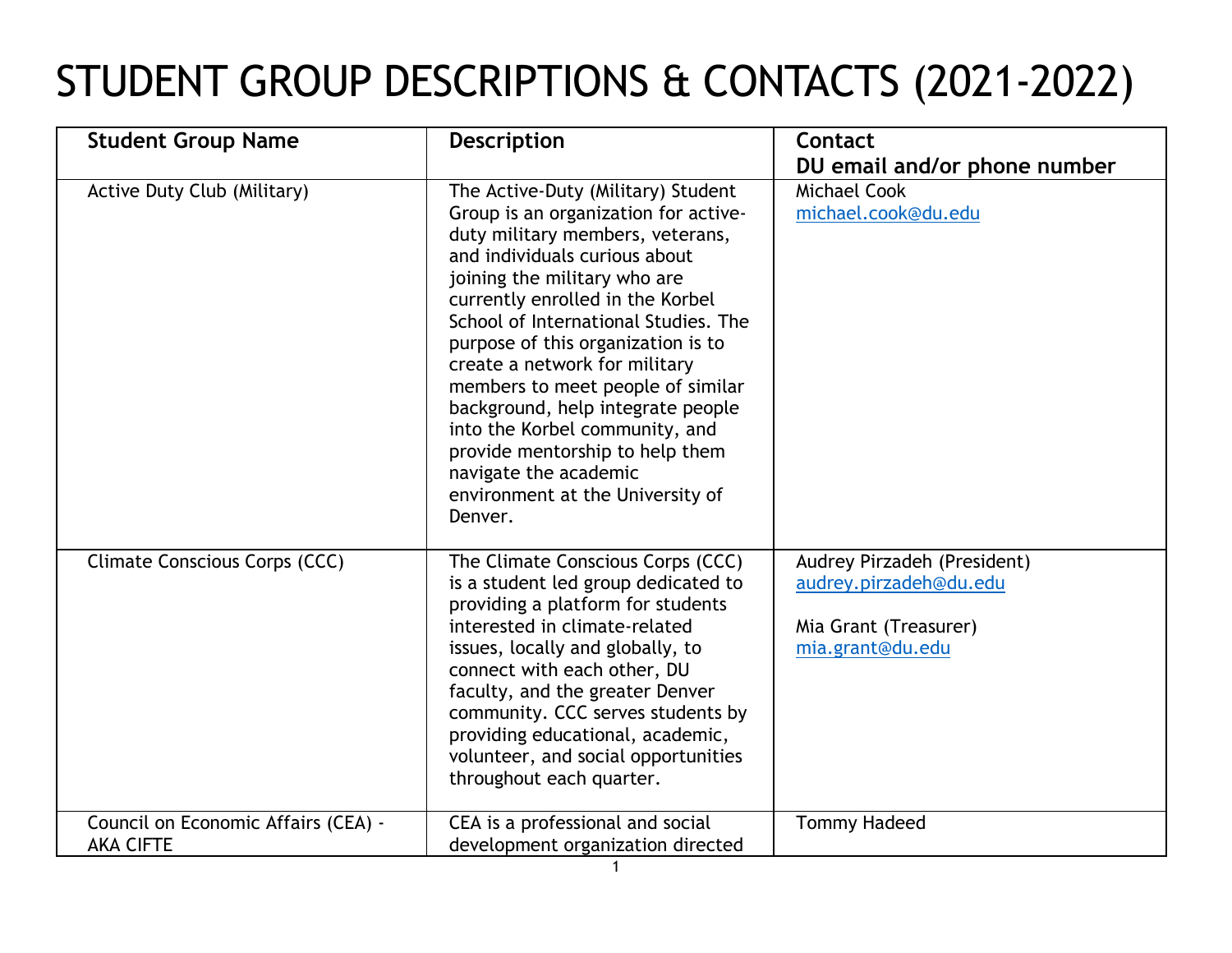# STUDENT GROUP DESCRIPTIONS & CONTACTS (2021-2022)

| Student Group Name | Description | Contact<br>DU email and/or phone number |
|---|---|---|
| Active Duty Club (Military) | The Active-Duty (Military) Student Group is an organization for active-duty military members, veterans, and individuals curious about joining the military who are currently enrolled in the Korbel School of International Studies. The purpose of this organization is to create a network for military members to meet people of similar background, help integrate people into the Korbel community, and provide mentorship to help them navigate the academic environment at the University of Denver. | Michael Cook<br>michael.cook@du.edu |
| Climate Conscious Corps (CCC) | The Climate Conscious Corps (CCC) is a student led group dedicated to providing a platform for students interested in climate-related issues, locally and globally, to connect with each other, DU faculty, and the greater Denver community. CCC serves students by providing educational, academic, volunteer, and social opportunities throughout each quarter. | Audrey Pirzadeh (President)<br>audrey.pirzadeh@du.edu<br><br>Mia Grant (Treasurer)<br>mia.grant@du.edu |
| Council on Economic Affairs (CEA) - AKA CIFTE | CEA is a professional and social development organization directed | Tommy Hadeed |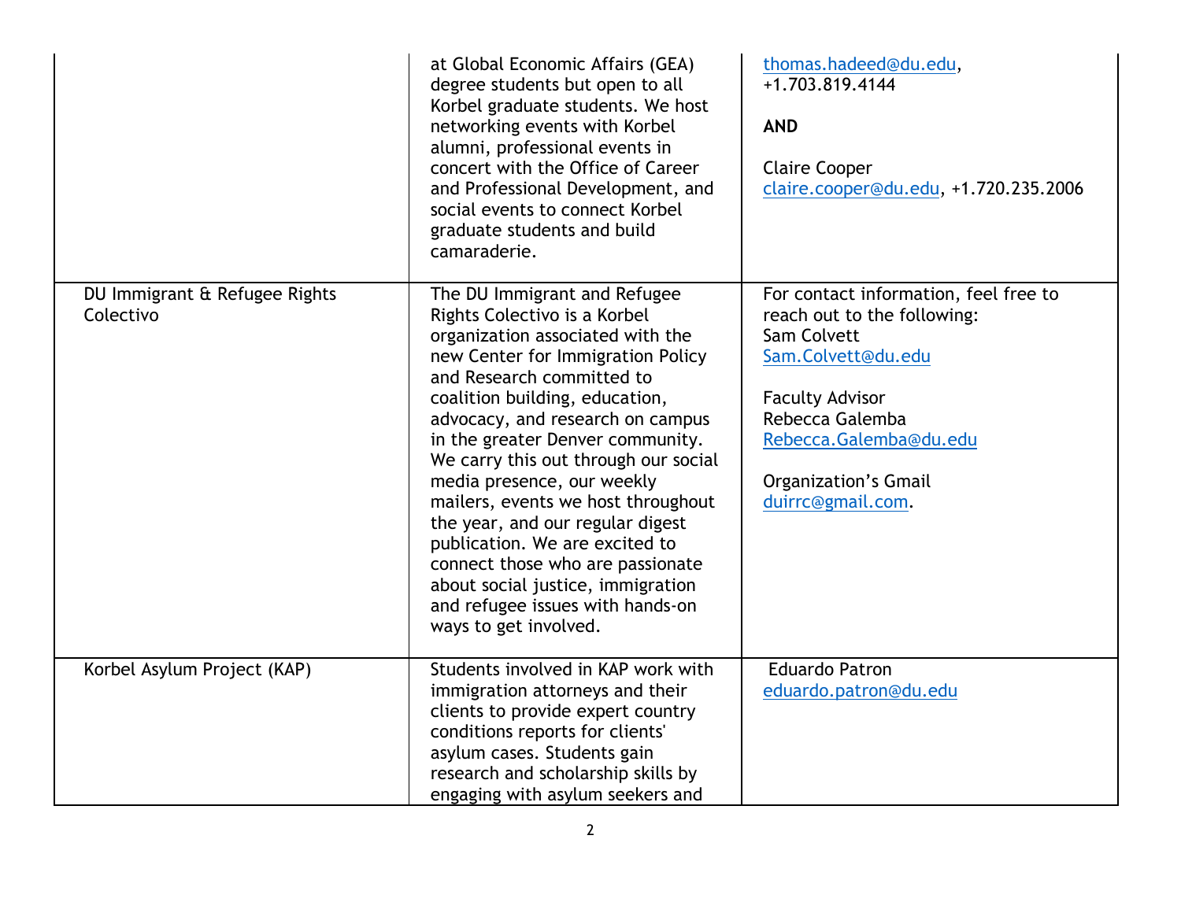| | | |
|---|---|---|
| | at Global Economic Affairs (GEA) degree students but open to all Korbel graduate students. We host networking events with Korbel alumni, professional events in concert with the Office of Career and Professional Development, and social events to connect Korbel graduate students and build camaraderie. | thomas.hadeed@du.edu, +1.703.819.4144<br><br>**AND**<br><br>Claire Cooper<br>claire.cooper@du.edu, +1.720.235.2006 |
| DU Immigrant & Refugee Rights Colectivo | The DU Immigrant and Refugee Rights Colectivo is a Korbel organization associated with the new Center for Immigration Policy and Research committed to coalition building, education, advocacy, and research on campus in the greater Denver community. We carry this out through our social media presence, our weekly mailers, events we host throughout the year, and our regular digest publication. We are excited to connect those who are passionate about social justice, immigration and refugee issues with hands-on ways to get involved. | For contact information, feel free to reach out to the following:<br>Sam Colvett<br>Sam.Colvett@du.edu<br><br>Faculty Advisor<br>Rebecca Galemba<br>Rebecca.Galemba@du.edu<br><br>Organization's Gmail<br>duirrc@gmail.com. |
| Korbel Asylum Project (KAP) | Students involved in KAP work with immigration attorneys and their clients to provide expert country conditions reports for clients' asylum cases. Students gain research and scholarship skills by engaging with asylum seekers and | Eduardo Patron<br>eduardo.patron@du.edu |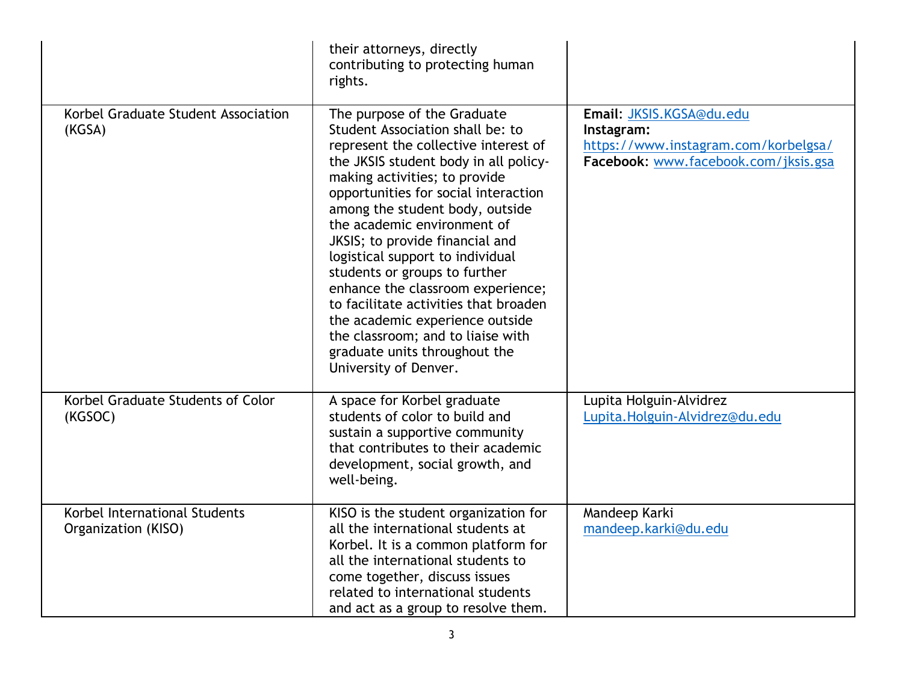| | | |
|---|---|---|
| | their attorneys, directly contributing to protecting human rights. | |
| Korbel Graduate Student Association (KGSA) | The purpose of the Graduate Student Association shall be: to represent the collective interest of the JKSIS student body in all policy-making activities; to provide opportunities for social interaction among the student body, outside the academic environment of JKSIS; to provide financial and logistical support to individual students or groups to further enhance the classroom experience; to facilitate activities that broaden the academic experience outside the classroom; and to liaise with graduate units throughout the University of Denver. | **Email**: JKSIS.KGSA@du.edu<br>**Instagram:** https://www.instagram.com/korbelgsa/<br>**Facebook**: www.facebook.com/jksis.gsa |
| Korbel Graduate Students of Color (KGSOC) | A space for Korbel graduate students of color to build and sustain a supportive community that contributes to their academic development, social growth, and well-being. | Lupita Holguin-Alvidrez<br>Lupita.Holguin-Alvidrez@du.edu |
| Korbel International Students Organization (KISO) | KISO is the student organization for all the international students at Korbel. It is a common platform for all the international students to come together, discuss issues related to international students and act as a group to resolve them. | Mandeep Karki<br>mandeep.karki@du.edu |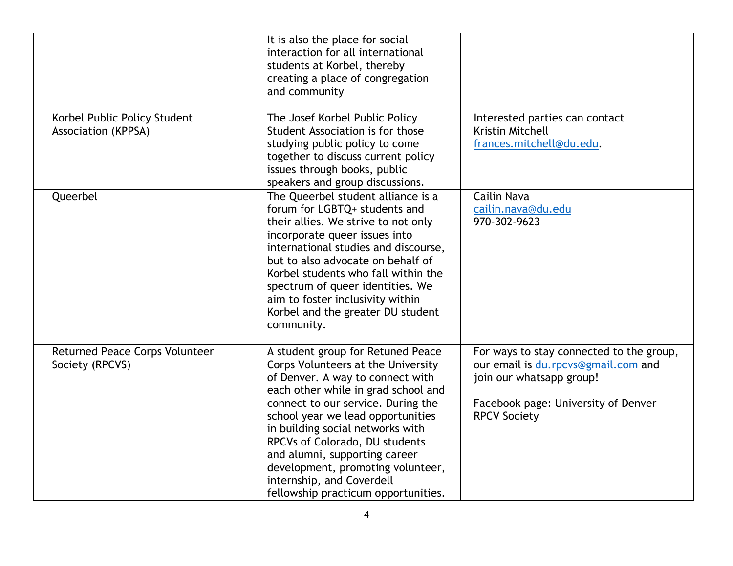| | | |
|---|---|---|
| | It is also the place for social interaction for all international students at Korbel, thereby creating a place of congregation and community | |
| Korbel Public Policy Student Association (KPPSA) | The Josef Korbel Public Policy Student Association is for those studying public policy to come together to discuss current policy issues through books, public speakers and group discussions. | Interested parties can contact Kristin Mitchell frances.mitchell@du.edu. |
| Queerbel | The Queerbel student alliance is a forum for LGBTQ+ students and their allies. We strive to not only incorporate queer issues into international studies and discourse, but to also advocate on behalf of Korbel students who fall within the spectrum of queer identities. We aim to foster inclusivity within Korbel and the greater DU student community. | Cailin Nava<br>cailin.nava@du.edu<br>970-302-9623 |
| Returned Peace Corps Volunteer Society (RPCVS) | A student group for Retuned Peace Corps Volunteers at the University of Denver. A way to connect with each other while in grad school and connect to our service. During the school year we lead opportunities in building social networks with RPCVs of Colorado, DU students and alumni, supporting career development, promoting volunteer, internship, and Coverdell fellowship practicum opportunities. | For ways to stay connected to the group, our email is du.rpcvs@gmail.com and join our whatsapp group!<br><br>Facebook page: University of Denver RPCV Society |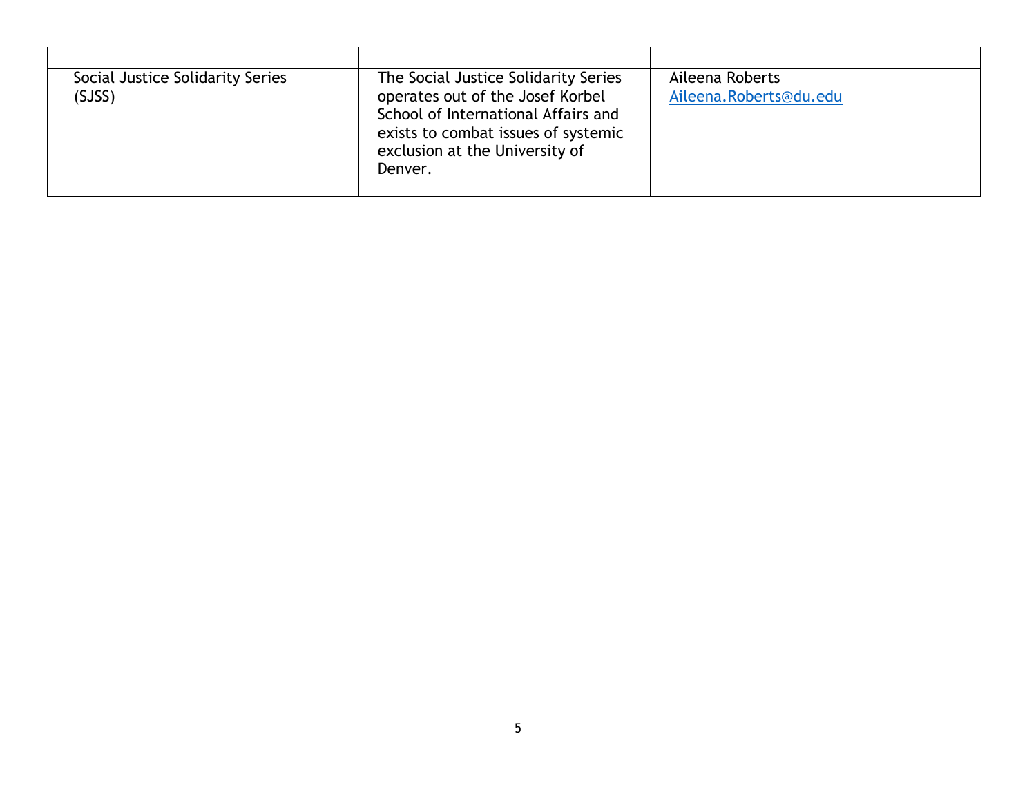| | | |
|---|---|---|
| Social Justice Solidarity Series (SJSS) | The Social Justice Solidarity Series operates out of the Josef Korbel School of International Affairs and exists to combat issues of systemic exclusion at the University of Denver. | Aileena Roberts Aileena.Roberts@du.edu |